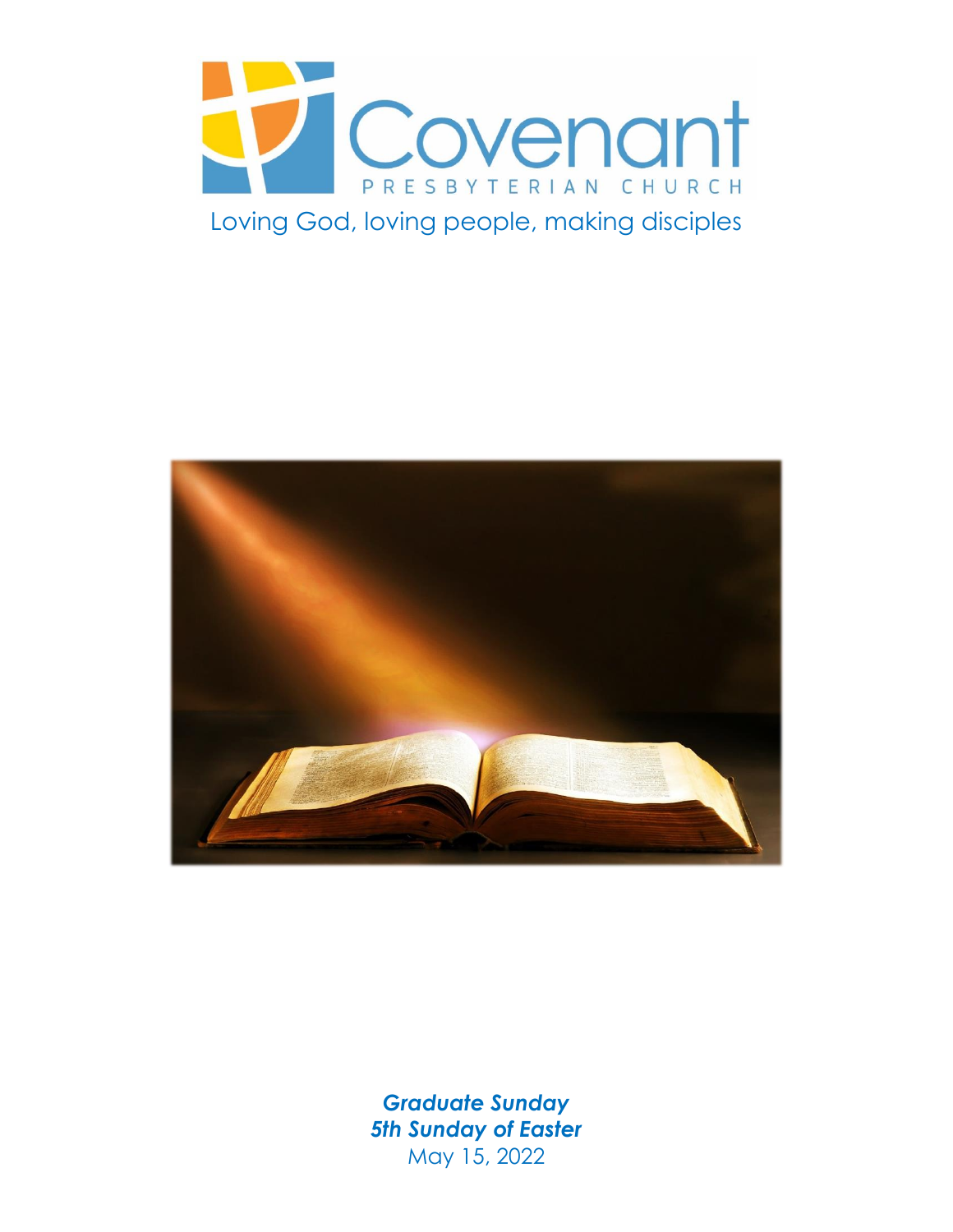# Covenant

PRESBYTERIAN CHURCH

Loving God, loving people, making disciples

***Graduate Sunday***

***5th Sunday of Easter***

May 15, 2022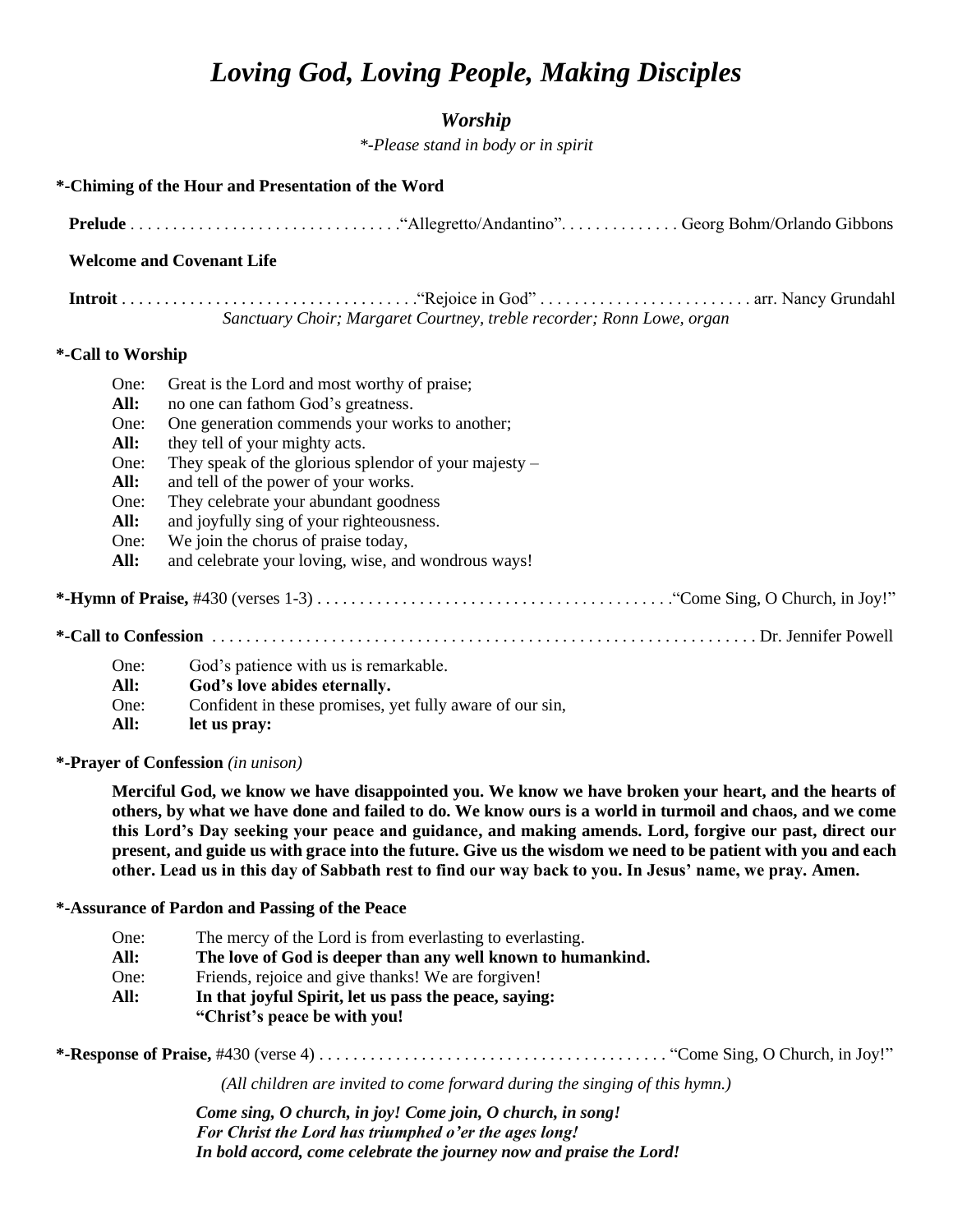# *Loving God, Loving People, Making Disciples*

## *Worship*

*\*-Please stand in body or in spirit*

**\*-Chiming of the Hour and Presentation of the Word**

**Prelude** . . . . . . . . . . . . . . . . . . . . . . . . . . . . . . . "Allegretto/Andantino". . . . . . . . . . . . . Georg Bohm/Orlando Gibbons

**Welcome and Covenant Life**

**Introit** . . . . . . . . . . . . . . . . . . . . . . . . . . . . . . . . . . "Rejoice in God" . . . . . . . . . . . . . . . . . . . . . . . . . arr. Nancy Grundahl
*Sanctuary Choir; Margaret Courtney, treble recorder; Ronn Lowe, organ*

**\*-Call to Worship**

One: Great is the Lord and most worthy of praise;
**All:** no one can fathom God's greatness.
One: One generation commends your works to another;
**All:** they tell of your mighty acts.
One: They speak of the glorious splendor of your majesty –
**All:** and tell of the power of your works.
One: They celebrate your abundant goodness
**All:** and joyfully sing of your righteousness.
One: We join the chorus of praise today,
**All:** and celebrate your loving, wise, and wondrous ways!

**\*-Hymn of Praise,** #430 (verses 1-3) . . . . . . . . . . . . . . . . . . . . . . . . . . . . . . . . . . . . . . . . . "Come Sing, O Church, in Joy!"

**\*-Call to Confession** . . . . . . . . . . . . . . . . . . . . . . . . . . . . . . . . . . . . . . . . . . . . . . . . . . . . . . . . . . . . . . . . Dr. Jennifer Powell

One: God's patience with us is remarkable.
**All: God's love abides eternally.**
One: Confident in these promises, yet fully aware of our sin,
**All: let us pray:**

**\*-Prayer of Confession** *(in unison)*

**Merciful God, we know we have disappointed you. We know we have broken your heart, and the hearts of others, by what we have done and failed to do. We know ours is a world in turmoil and chaos, and we come this Lord's Day seeking your peace and guidance, and making amends. Lord, forgive our past, direct our present, and guide us with grace into the future. Give us the wisdom we need to be patient with you and each other. Lead us in this day of Sabbath rest to find our way back to you. In Jesus' name, we pray. Amen.**

**\*-Assurance of Pardon and Passing of the Peace**

One: The mercy of the Lord is from everlasting to everlasting.
**All: The love of God is deeper than any well known to humankind.**
One: Friends, rejoice and give thanks! We are forgiven!
**All: In that joyful Spirit, let us pass the peace, saying:
"Christ's peace be with you!**

**\*-Response of Praise,** #430 (verse 4) . . . . . . . . . . . . . . . . . . . . . . . . . . . . . . . . . . . . . . . . "Come Sing, O Church, in Joy!"

*(All children are invited to come forward during the singing of this hymn.)*

***Come sing, O church, in joy! Come join, O church, in song!
For Christ the Lord has triumphed o'er the ages long!
In bold accord, come celebrate the journey now and praise the Lord!***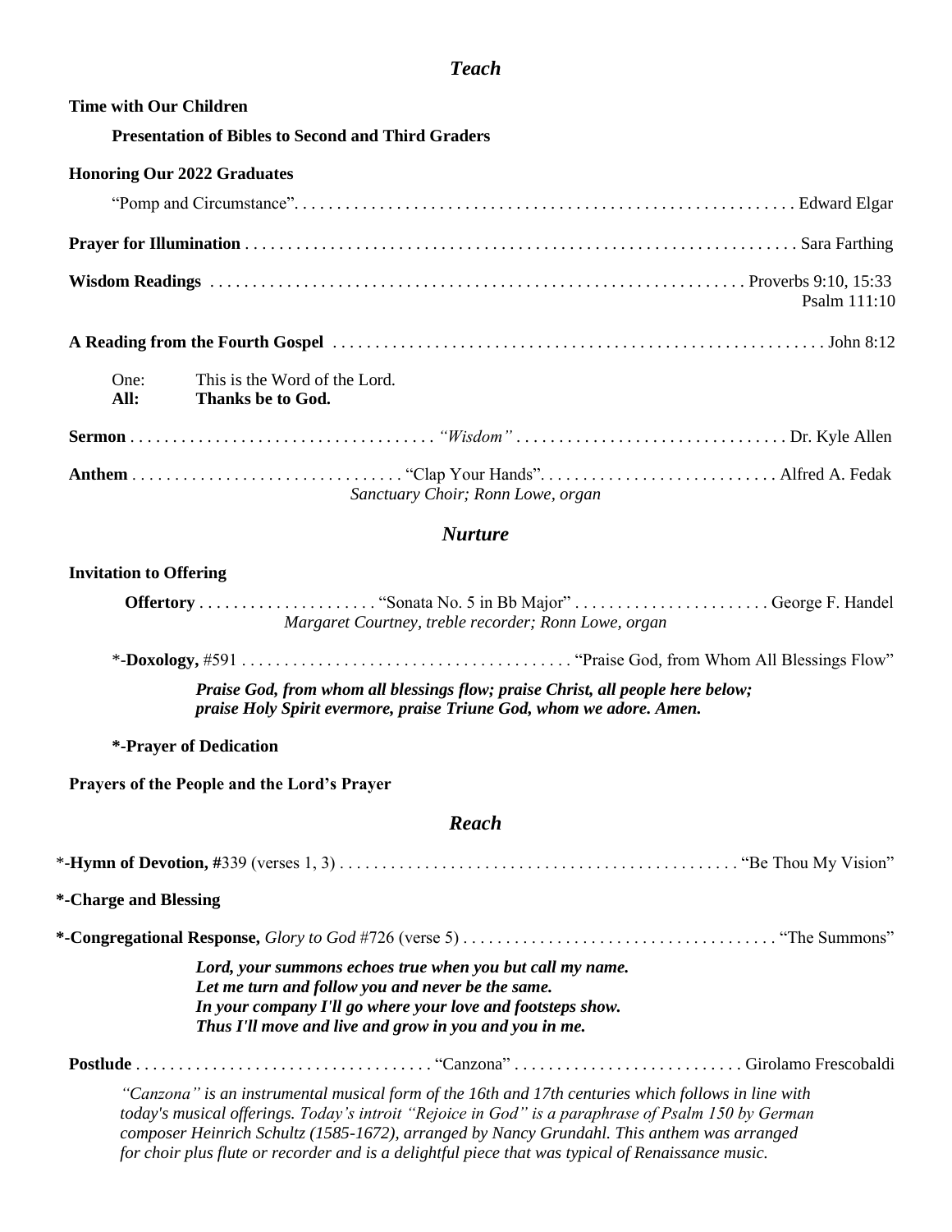## *Teach*

**Time with Our Children**

**Presentation of Bibles to Second and Third Graders**

**Honoring Our 2022 Graduates**

"Pomp and Circumstance". . . . . . . . . . . . . . . . . . . . . . . . . . . . . . . . . . . . . . . . . . . . . . . . . . . . . . . . . . . Edward Elgar

**Prayer for Illumination** . . . . . . . . . . . . . . . . . . . . . . . . . . . . . . . . . . . . . . . . . . . . . . . . . . . . . . . . . . . . . . . . Sara Farthing

**Wisdom Readings** . . . . . . . . . . . . . . . . . . . . . . . . . . . . . . . . . . . . . . . . . . . . . . . . . . . . . . . . . . . . . Proverbs 9:10, 15:33
Psalm 111:10

**A Reading from the Fourth Gospel** . . . . . . . . . . . . . . . . . . . . . . . . . . . . . . . . . . . . . . . . . . . . . . . . . . . . . . . . . John 8:12

One: This is the Word of the Lord.
**All: Thanks be to God.**

**Sermon** . . . . . . . . . . . . . . . . . . . . . . . . . . . . . . . . . . . *"Wisdom"* . . . . . . . . . . . . . . . . . . . . . . . . . . . . . . . . Dr. Kyle Allen

**Anthem** . . . . . . . . . . . . . . . . . . . . . . . . . . . . . . . "Clap Your Hands". . . . . . . . . . . . . . . . . . . . . . . . . . . . Alfred A. Fedak
*Sanctuary Choir; Ronn Lowe, organ*

## *Nurture*

**Invitation to Offering**

**Offertory** . . . . . . . . . . . . . . . . . . . . . "Sonata No. 5 in Bb Major" . . . . . . . . . . . . . . . . . . . . . . . George F. Handel
*Margaret Courtney, treble recorder; Ronn Lowe, organ*

*-**Doxology,** #591 . . . . . . . . . . . . . . . . . . . . . . . . . . . . . . . . . . . . . . . "Praise God, from Whom All Blessings Flow"

***Praise God, from whom all blessings flow; praise Christ, all people here below;***
***praise Holy Spirit evermore, praise Triune God, whom we adore. Amen.***

**\*-Prayer of Dedication**

**Prayers of the People and the Lord's Prayer**

## *Reach*

*-**Hymn of Devotion, #**339 (verses 1, 3) . . . . . . . . . . . . . . . . . . . . . . . . . . . . . . . . . . . . . . . . . . . . . . . "Be Thou My Vision"

**\*-Charge and Blessing**

**\*-Congregational Response,** *Glory to God* #726 (verse 5) . . . . . . . . . . . . . . . . . . . . . . . . . . . . . . . . . . . . . "The Summons"

***Lord, your summons echoes true when you but call my name.***
***Let me turn and follow you and never be the same.***
***In your company I'll go where your love and footsteps show.***
***Thus I'll move and live and grow in you and you in me.***

**Postlude** . . . . . . . . . . . . . . . . . . . . . . . . . . . . . . . . . . "Canzona" . . . . . . . . . . . . . . . . . . . . . . . . . . . Girolamo Frescobaldi

*"Canzona" is an instrumental musical form of the 16th and 17th centuries which follows in line with today's musical offerings. Today's introit "Rejoice in God" is a paraphrase of Psalm 150 by German composer Heinrich Schultz (1585-1672), arranged by Nancy Grundahl. This anthem was arranged for choir plus flute or recorder and is a delightful piece that was typical of Renaissance music.*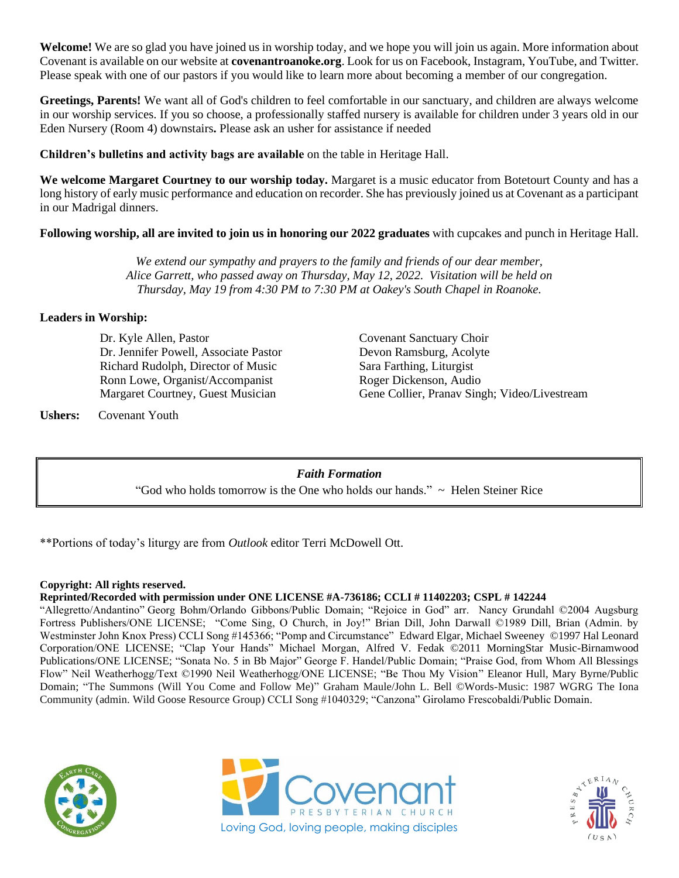**Welcome!** We are so glad you have joined us in worship today, and we hope you will join us again. More information about Covenant is available on our website at **covenantroanoke.org**. Look for us on Facebook, Instagram, YouTube, and Twitter. Please speak with one of our pastors if you would like to learn more about becoming a member of our congregation.

**Greetings, Parents!** We want all of God's children to feel comfortable in our sanctuary, and children are always welcome in our worship services. If you so choose, a professionally staffed nursery is available for children under 3 years old in our Eden Nursery (Room 4) downstairs**.** Please ask an usher for assistance if needed

**Children's bulletins and activity bags are available** on the table in Heritage Hall.

**We welcome Margaret Courtney to our worship today.** Margaret is a music educator from Botetourt County and has a long history of early music performance and education on recorder. She has previously joined us at Covenant as a participant in our Madrigal dinners.

**Following worship, all are invited to join us in honoring our 2022 graduates** with cupcakes and punch in Heritage Hall.

*We extend our sympathy and prayers to the family and friends of our dear member, Alice Garrett, who passed away on Thursday, May 12, 2022. Visitation will be held on Thursday, May 19 from 4:30 PM to 7:30 PM at Oakey's South Chapel in Roanoke.*

**Leaders in Worship:**

Dr. Kyle Allen, Pastor
Dr. Jennifer Powell, Associate Pastor
Richard Rudolph, Director of Music
Ronn Lowe, Organist/Accompanist
Margaret Courtney, Guest Musician

Covenant Sanctuary Choir
Devon Ramsburg, Acolyte
Sara Farthing, Liturgist
Roger Dickenson, Audio
Gene Collier, Pranav Singh; Video/Livestream

**Ushers:** Covenant Youth

***Faith Formation***

"God who holds tomorrow is the One who holds our hands." ~ Helen Steiner Rice

**Portions of today's liturgy are from *Outlook* editor Terri McDowell Ott.

**Copyright: All rights reserved.**
**Reprinted/Recorded with permission under ONE LICENSE #A-736186; CCLI # 11402203; CSPL # 142244**
"Allegretto/Andantino" Georg Bohm/Orlando Gibbons/Public Domain; "Rejoice in God" arr. Nancy Grundahl ©2004 Augsburg Fortress Publishers/ONE LICENSE; "Come Sing, O Church, in Joy!" Brian Dill, John Darwall ©1989 Dill, Brian (Admin. by Westminster John Knox Press) CCLI Song #145366; "Pomp and Circumstance" Edward Elgar, Michael Sweeney ©1997 Hal Leonard Corporation/ONE LICENSE; "Clap Your Hands" Michael Morgan, Alfred V. Fedak ©2011 MorningStar Music-Birnamwood Publications/ONE LICENSE; "Sonata No. 5 in Bb Major" George F. Handel/Public Domain; "Praise God, from Whom All Blessings Flow" Neil Weatherhogg/Text ©1990 Neil Weatherhogg/ONE LICENSE; "Be Thou My Vision" Eleanor Hull, Mary Byrne/Public Domain; "The Summons (Will You Come and Follow Me)" Graham Maule/John L. Bell ©Words-Music: 1987 WGRG The Iona Community (admin. Wild Goose Resource Group) CCLI Song #1040329; "Canzona" Girolamo Frescobaldi/Public Domain.

Covenant PRESBYTERIAN CHURCH
Loving God, loving people, making disciples